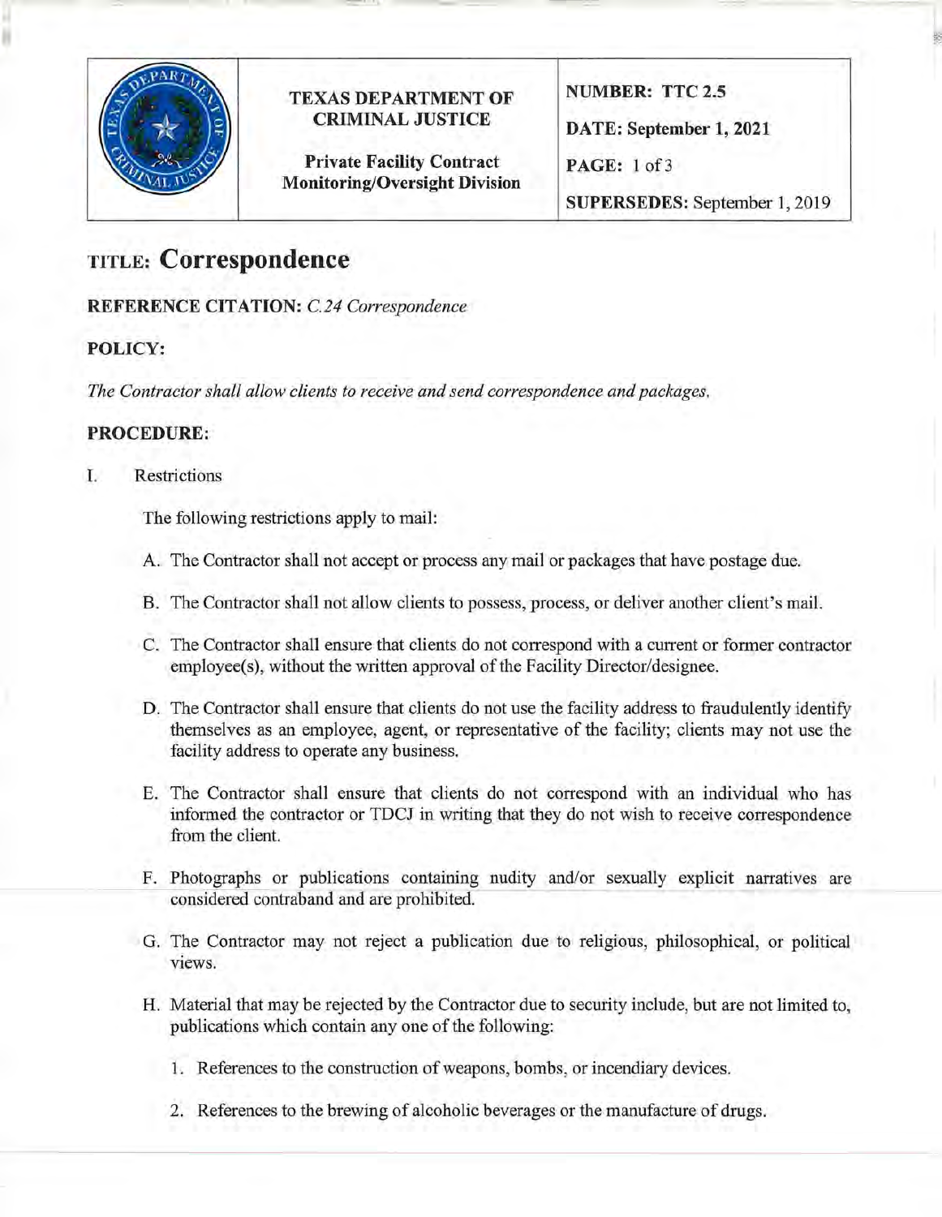| | TEXAS DEPARTMENT OF CRIMINAL JUSTICE | NUMBER: TTC 2.5 |
|---|---|---|
| | | DATE: September 1, 2021 |
| | Private Facility Contract Monitoring/Oversight Division | PAGE: 1 of 3 |
| | | SUPERSEDES: September 1, 2019 |

# TITLE: Correspondence

**REFERENCE CITATION:** *C.24 Correspondence*

**POLICY:**

*The Contractor shall allow clients to receive and send correspondence and packages.*

**PROCEDURE:**

I. Restrictions

The following restrictions apply to mail:

A. The Contractor shall not accept or process any mail or packages that have postage due.

B. The Contractor shall not allow clients to possess, process, or deliver another client's mail.

C. The Contractor shall ensure that clients do not correspond with a current or former contractor employee(s), without the written approval of the Facility Director/designee.

D. The Contractor shall ensure that clients do not use the facility address to fraudulently identify themselves as an employee, agent, or representative of the facility; clients may not use the facility address to operate any business.

E. The Contractor shall ensure that clients do not correspond with an individual who has informed the contractor or TDCJ in writing that they do not wish to receive correspondence from the client.

F. Photographs or publications containing nudity and/or sexually explicit narratives are considered contraband and are prohibited.

G. The Contractor may not reject a publication due to religious, philosophical, or political views.

H. Material that may be rejected by the Contractor due to security include, but are not limited to, publications which contain any one of the following:

1. References to the construction of weapons, bombs, or incendiary devices.

2. References to the brewing of alcoholic beverages or the manufacture of drugs.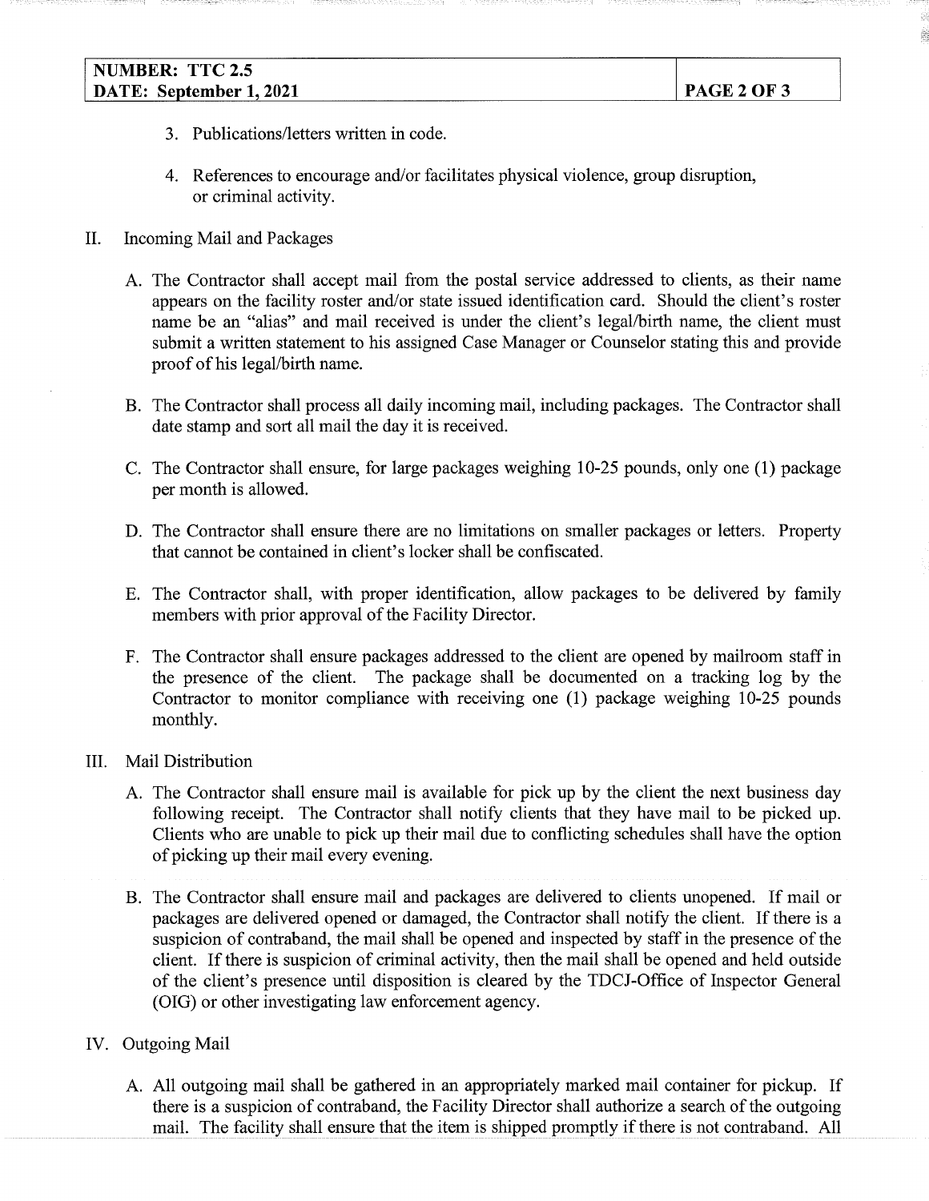3. Publications/letters written in code.

4. References to encourage and/or facilitates physical violence, group disruption, or criminal activity.

II. Incoming Mail and Packages

A. The Contractor shall accept mail from the postal service addressed to clients, as their name appears on the facility roster and/or state issued identification card. Should the client's roster name be an "alias" and mail received is under the client's legal/birth name, the client must submit a written statement to his assigned Case Manager or Counselor stating this and provide proof of his legal/birth name.

B. The Contractor shall process all daily incoming mail, including packages. The Contractor shall date stamp and sort all mail the day it is received.

C. The Contractor shall ensure, for large packages weighing 10-25 pounds, only one (1) package per month is allowed.

D. The Contractor shall ensure there are no limitations on smaller packages or letters. Property that cannot be contained in client's locker shall be confiscated.

E. The Contractor shall, with proper identification, allow packages to be delivered by family members with prior approval of the Facility Director.

F. The Contractor shall ensure packages addressed to the client are opened by mailroom staff in the presence of the client. The package shall be documented on a tracking log by the Contractor to monitor compliance with receiving one (1) package weighing 10-25 pounds monthly.

III. Mail Distribution

A. The Contractor shall ensure mail is available for pick up by the client the next business day following receipt. The Contractor shall notify clients that they have mail to be picked up. Clients who are unable to pick up their mail due to conflicting schedules shall have the option of picking up their mail every evening.

B. The Contractor shall ensure mail and packages are delivered to clients unopened. If mail or packages are delivered opened or damaged, the Contractor shall notify the client. If there is a suspicion of contraband, the mail shall be opened and inspected by staff in the presence of the client. If there is suspicion of criminal activity, then the mail shall be opened and held outside of the client's presence until disposition is cleared by the TDCJ-Office of Inspector General (OIG) or other investigating law enforcement agency.

IV. Outgoing Mail

A. All outgoing mail shall be gathered in an appropriately marked mail container for pickup. If there is a suspicion of contraband, the Facility Director shall authorize a search of the outgoing mail. The facility shall ensure that the item is shipped promptly if there is not contraband. All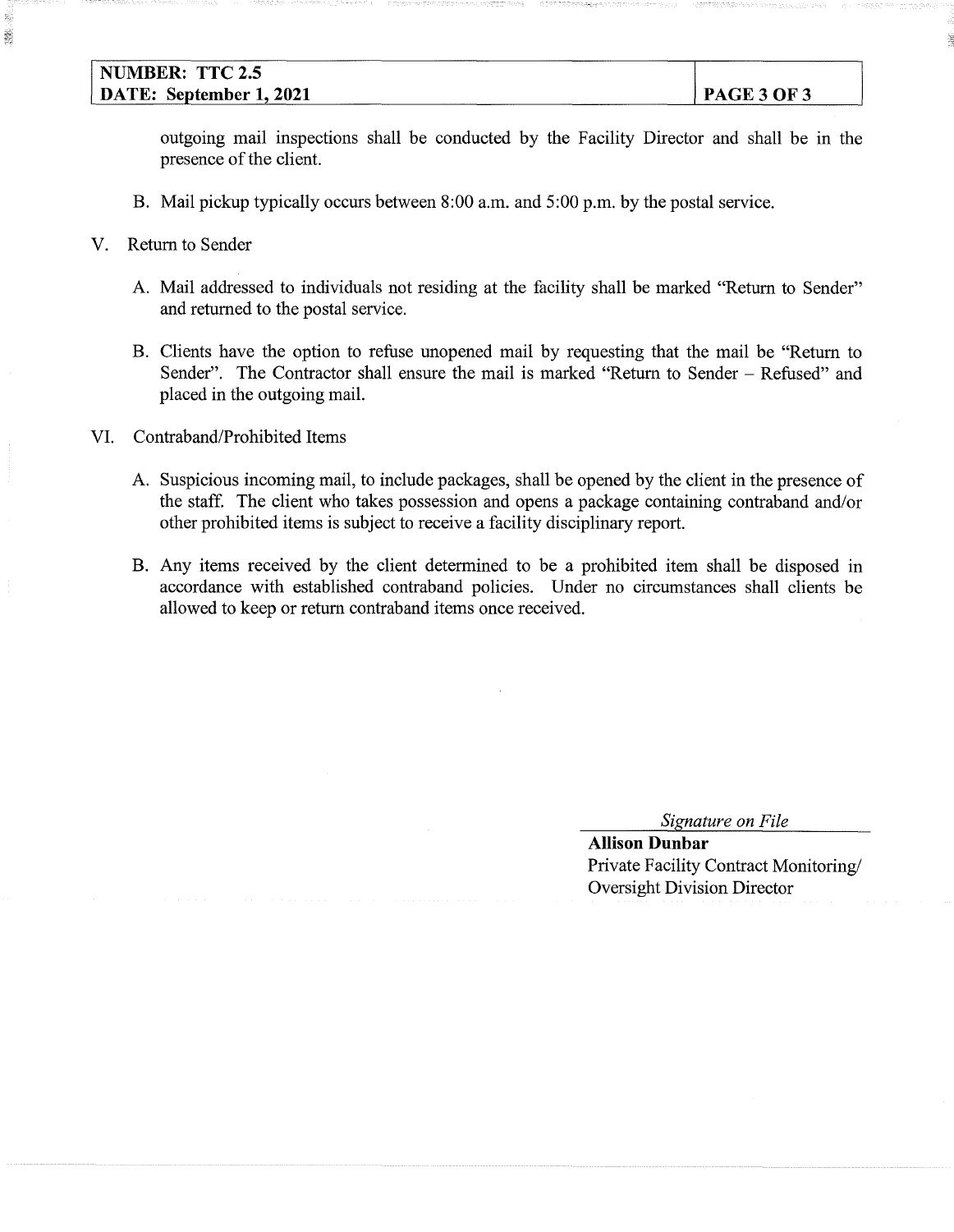outgoing mail inspections shall be conducted by the Facility Director and shall be in the presence of the client.

B. Mail pickup typically occurs between 8:00 a.m. and 5:00 p.m. by the postal service.

V. Return to Sender

A. Mail addressed to individuals not residing at the facility shall be marked "Return to Sender" and returned to the postal service.

B. Clients have the option to refuse unopened mail by requesting that the mail be "Return to Sender". The Contractor shall ensure the mail is marked "Return to Sender – Refused" and placed in the outgoing mail.

VI. Contraband/Prohibited Items

A. Suspicious incoming mail, to include packages, shall be opened by the client in the presence of the staff. The client who takes possession and opens a package containing contraband and/or other prohibited items is subject to receive a facility disciplinary report.

B. Any items received by the client determined to be a prohibited item shall be disposed in accordance with established contraband policies. Under no circumstances shall clients be allowed to keep or return contraband items once received.

*Signature on File*

**Allison Dunbar**
Private Facility Contract Monitoring/
Oversight Division Director